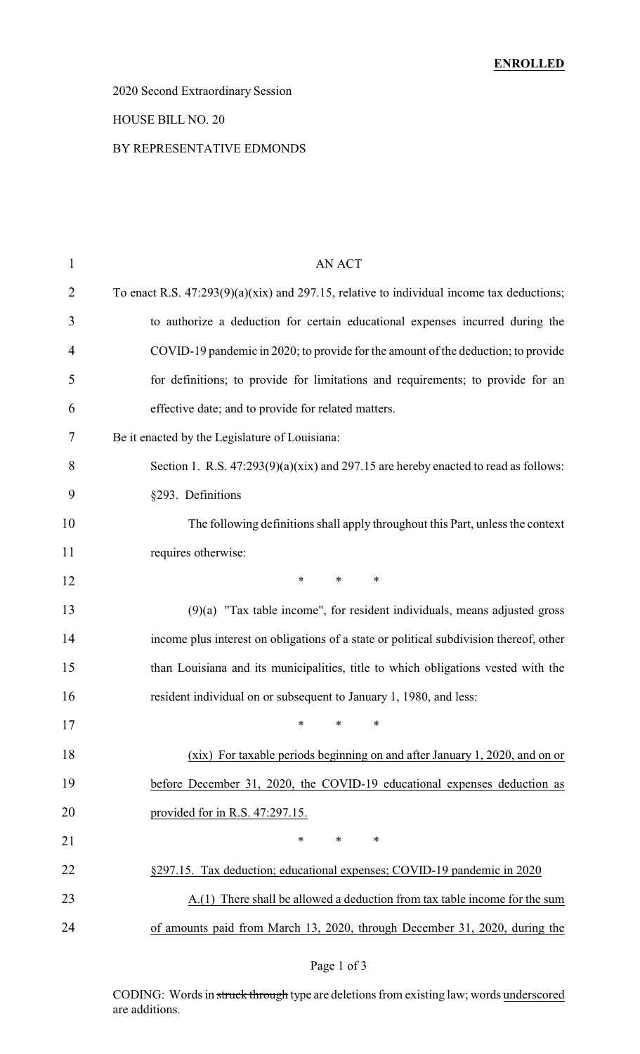**ENROLLED**

2020 Second Extraordinary Session

HOUSE BILL NO. 20

BY REPRESENTATIVE EDMONDS

AN ACT

To enact R.S. 47:293(9)(a)(xix) and 297.15, relative to individual income tax deductions; to authorize a deduction for certain educational expenses incurred during the COVID-19 pandemic in 2020; to provide for the amount of the deduction; to provide for definitions; to provide for limitations and requirements; to provide for an effective date; and to provide for related matters.

Be it enacted by the Legislature of Louisiana:

Section 1. R.S. 47:293(9)(a)(xix) and 297.15 are hereby enacted to read as follows:

§293. Definitions

The following definitions shall apply throughout this Part, unless the context requires otherwise:

\* \* \*

(9)(a) "Tax table income", for resident individuals, means adjusted gross income plus interest on obligations of a state or political subdivision thereof, other than Louisiana and its municipalities, title to which obligations vested with the resident individual on or subsequent to January 1, 1980, and less:

\* \* \*

(xix) For taxable periods beginning on and after January 1, 2020, and on or before December 31, 2020, the COVID-19 educational expenses deduction as provided for in R.S. 47:297.15.

\* \* \*

§297.15. Tax deduction; educational expenses; COVID-19 pandemic in 2020

A.(1) There shall be allowed a deduction from tax table income for the sum of amounts paid from March 13, 2020, through December 31, 2020, during the

CODING: Words in ~~struck through~~ type are deletions from existing law; words underscored are additions.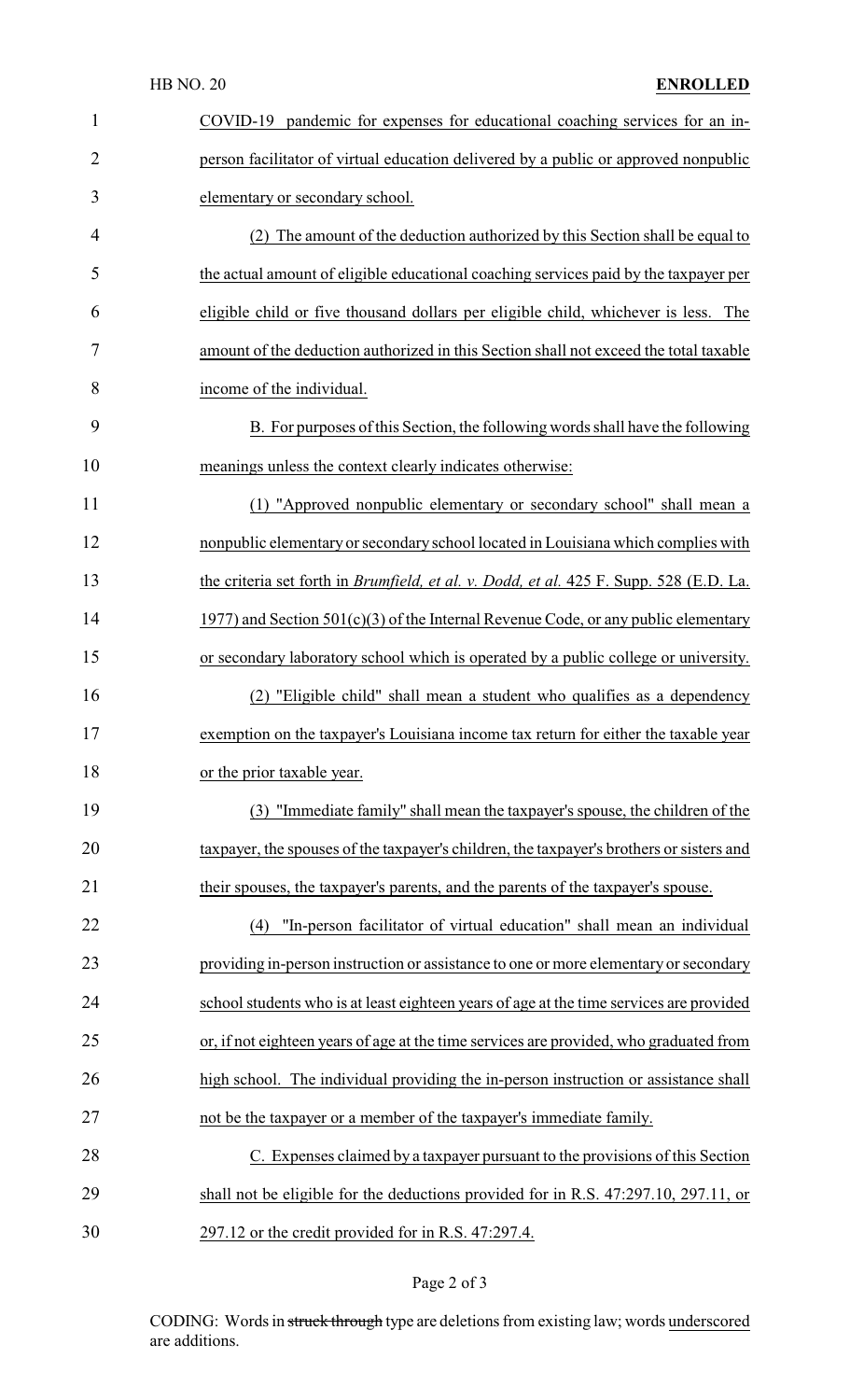COVID-19 pandemic for expenses for educational coaching services for an in-person facilitator of virtual education delivered by a public or approved nonpublic elementary or secondary school.

(2) The amount of the deduction authorized by this Section shall be equal to the actual amount of eligible educational coaching services paid by the taxpayer per eligible child or five thousand dollars per eligible child, whichever is less. The amount of the deduction authorized in this Section shall not exceed the total taxable income of the individual.

B. For purposes of this Section, the following words shall have the following meanings unless the context clearly indicates otherwise:

(1) "Approved nonpublic elementary or secondary school" shall mean a nonpublic elementary or secondary school located in Louisiana which complies with the criteria set forth in *Brumfield, et al. v. Dodd, et al.* 425 F. Supp. 528 (E.D. La. 1977) and Section 501(c)(3) of the Internal Revenue Code, or any public elementary or secondary laboratory school which is operated by a public college or university.

(2) "Eligible child" shall mean a student who qualifies as a dependency exemption on the taxpayer's Louisiana income tax return for either the taxable year or the prior taxable year.

(3) "Immediate family" shall mean the taxpayer's spouse, the children of the taxpayer, the spouses of the taxpayer's children, the taxpayer's brothers or sisters and their spouses, the taxpayer's parents, and the parents of the taxpayer's spouse.

(4) "In-person facilitator of virtual education" shall mean an individual providing in-person instruction or assistance to one or more elementary or secondary school students who is at least eighteen years of age at the time services are provided or, if not eighteen years of age at the time services are provided, who graduated from high school. The individual providing the in-person instruction or assistance shall not be the taxpayer or a member of the taxpayer's immediate family.

C. Expenses claimed by a taxpayer pursuant to the provisions of this Section shall not be eligible for the deductions provided for in R.S. 47:297.10, 297.11, or 297.12 or the credit provided for in R.S. 47:297.4.

CODING: Words in ~~struck through~~ type are deletions from existing law; words underscored are additions.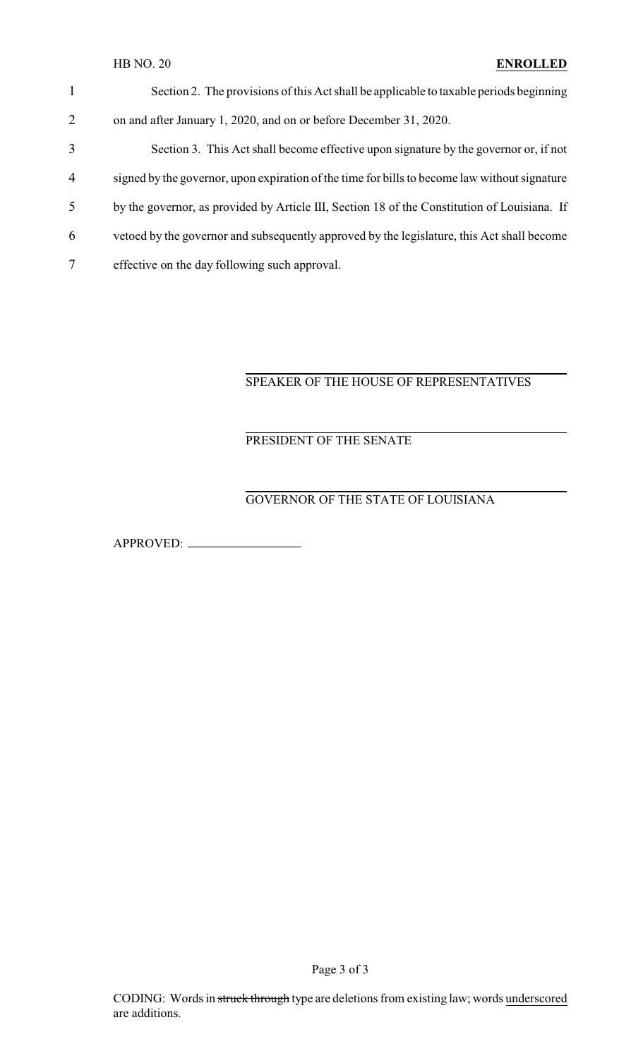Section 2. The provisions of this Act shall be applicable to taxable periods beginning on and after January 1, 2020, and on or before December 31, 2020.

Section 3. This Act shall become effective upon signature by the governor or, if not signed by the governor, upon expiration of the time for bills to become law without signature by the governor, as provided by Article III, Section 18 of the Constitution of Louisiana. If vetoed by the governor and subsequently approved by the legislature, this Act shall become effective on the day following such approval.

SPEAKER OF THE HOUSE OF REPRESENTATIVES

PRESIDENT OF THE SENATE

GOVERNOR OF THE STATE OF LOUISIANA

APPROVED: ___________________

CODING: Words in ~~struck through~~ type are deletions from existing law; words underscored are additions.